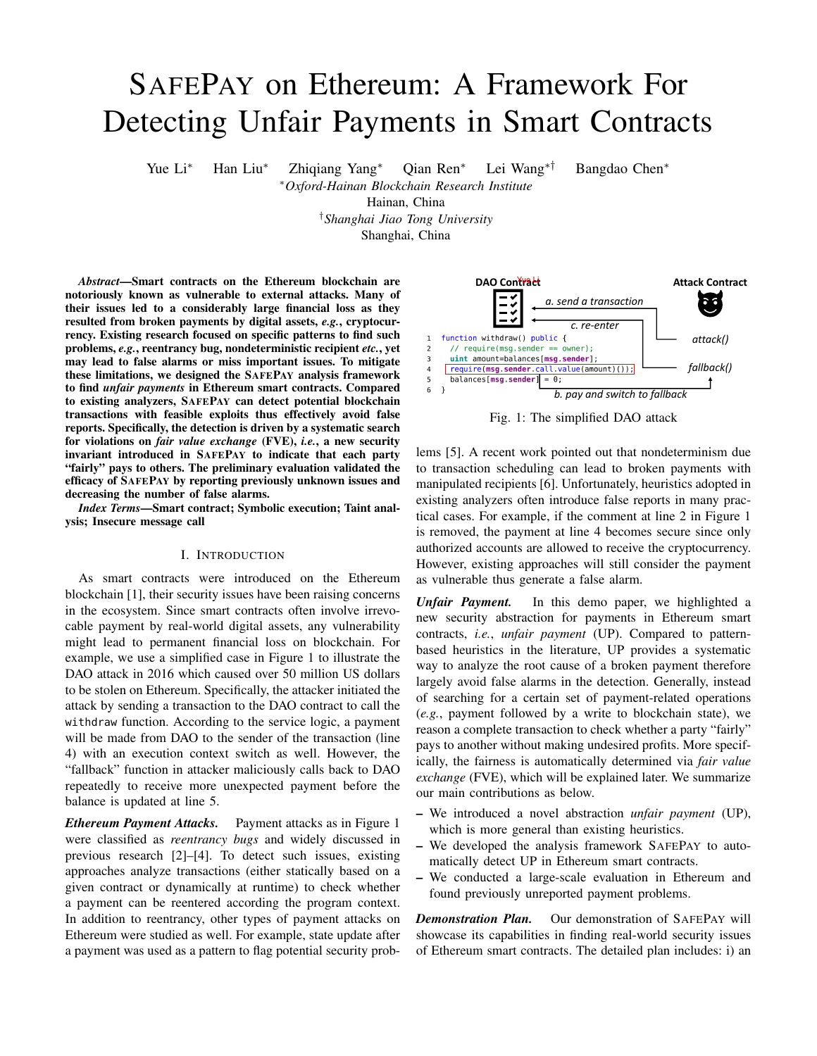# SafePay on Ethereum: A Framework For Detecting Unfair Payments in Smart Contracts

Yue Li[*] Han Liu[*] Zhiqiang Yang[*] Qian Ren[*] Lei Wang[*†] Bangdao Chen[*]

[*]*Oxford-Hainan Blockchain Research Institute*
Hainan, China
[†]*Shanghai Jiao Tong University*
Shanghai, China

***Abstract*—Smart contracts on the Ethereum blockchain are notoriously known as vulnerable to external attacks. Many of their issues led to a considerably large financial loss as they resulted from broken payments by digital assets, *e.g.*, cryptocurrency. Existing research focused on specific patterns to find such problems, *e.g.*, reentrancy bug, nondeterministic recipient *etc.*, yet may lead to false alarms or miss important issues. To mitigate these limitations, we designed the SafePay analysis framework to find *unfair payments* in Ethereum smart contracts. Compared to existing analyzers, SafePay can detect potential blockchain transactions with feasible exploits thus effectively avoid false reports. Specifically, the detection is driven by a systematic search for violations on *fair value exchange* (FVE), *i.e.*, a new security invariant introduced in SafePay to indicate that each party "fairly" pays to others. The preliminary evaluation validated the efficacy of SafePay by reporting previously unknown issues and decreasing the number of false alarms.**

***Index Terms*—Smart contract; Symbolic execution; Taint analysis; Insecure message call**

## I. Introduction

As smart contracts were introduced on the Ethereum blockchain [1], their security issues have been raising concerns in the ecosystem. Since smart contracts often involve irrevocable payment by real-world digital assets, any vulnerability might lead to permanent financial loss on blockchain. For example, we use a simplified case in Figure 1 to illustrate the DAO attack in 2016 which caused over 50 million US dollars to be stolen on Ethereum. Specifically, the attacker initiated the attack by sending a transaction to the DAO contract to call the `withdraw` function. According to the service logic, a payment will be made from DAO to the sender of the transaction (line 4) with an execution context switch as well. However, the "fallback" function in attacker maliciously calls back to DAO repeatedly to receive more unexpected payment before the balance is updated at line 5.

***Ethereum Payment Attacks.*** Payment attacks as in Figure 1 were classified as *reentrancy bugs* and widely discussed in previous research [2]–[4]. To detect such issues, existing approaches analyze transactions (either statically based on a given contract or dynamically at runtime) to check whether a payment can be reentered according the program context. In addition to reentrancy, other types of payment attacks on Ethereum were studied as well. For example, state update after a payment was used as a pattern to flag potential security problems [5]. A recent work pointed out that nondeterminism due to transaction scheduling can lead to broken payments with manipulated recipients [6]. Unfortunately, heuristics adopted in existing analyzers often introduce false reports in many practical cases. For example, if the comment at line 2 in Figure 1 is removed, the payment at line 4 becomes secure since only authorized accounts are allowed to receive the cryptocurrency. However, existing approaches will still consider the payment as vulnerable thus generate a false alarm.

DAO Contract — a. send a transaction → Attack Contract: attack()

```
1  function withdraw() public {
2    // require(msg.sender == owner);
3    uint amount=balances[msg.sender];
4    require(msg.sender.call.value(amount)());
5    balances[msg.sender] = 0;
6  }
```

b. pay and switch to fallback → fallback(); c. re-enter

Fig. 1: The simplified DAO attack

***Unfair Payment.*** In this demo paper, we highlighted a new security abstraction for payments in Ethereum smart contracts, *i.e.*, *unfair payment* (UP). Compared to pattern-based heuristics in the literature, UP provides a systematic way to analyze the root cause of a broken payment therefore largely avoid false alarms in the detection. Generally, instead of searching for a certain set of payment-related operations (*e.g.*, payment followed by a write to blockchain state), we reason a complete transaction to check whether a party "fairly" pays to another without making undesired profits. More specifically, the fairness is automatically determined via *fair value exchange* (FVE), which will be explained later. We summarize our main contributions as below.

- We introduced a novel abstraction *unfair payment* (UP), which is more general than existing heuristics.
- We developed the analysis framework SafePay to automatically detect UP in Ethereum smart contracts.
- We conducted a large-scale evaluation in Ethereum and found previously unreported payment problems.

***Demonstration Plan.*** Our demonstration of SafePay will showcase its capabilities in finding real-world security issues of Ethereum smart contracts. The detailed plan includes: i) an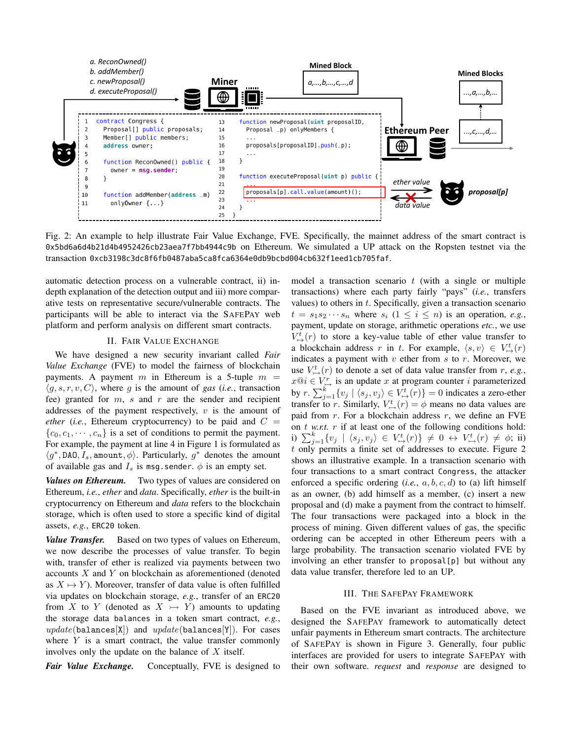```
1   contract Congress {
2     Proposal[] public proposals;
3     Member[] public members;
4     address owner;
5
6     function ReconOwned() public {
7       owner = msg.sender;
8     }
9
10    function addMember(address _m)
11      onlyOwner {...}
13    function newProposal(uint proposalID,
14      Proposal _p) onlyMembers {
15      ...
16      proposals[proposalID].push(_p);
17      ...
18    }
19
20    function executeProposal(uint p) public {
21      ...
22      proposals[p].call.value(amount)();
23      ...
24    }
25  }
```

Fig. 2: An example to help illustrate Fair Value Exchange, FVE. Specifically, the mainnet address of the smart contract is `0x5bd6a6d4b21d4b4952426cb23aea7f7bb4944c9b` on Ethereum. We simulated a UP attack on the Ropsten testnet via the transaction `0xcb3198c3dc8f6fb0487aba5ca8fca6364e0db9bcbd004cb632f1eed1cb705faf`.

automatic detection process on a vulnerable contract, ii) in-depth explanation of the detection output and iii) more comparative tests on representative secure/vulnerable contracts. The participants will be able to interact via the SAFEPAY web platform and perform analysis on different smart contracts.

## II. Fair Value Exchange

We have designed a new security invariant called *Fair Value Exchange* (FVE) to model the fairness of blockchain payments. A payment $m$ in Ethereum is a 5-tuple $m = \langle g, s, r, v, C \rangle$, where $g$ is the amount of *gas* (*i.e.*, transaction fee) granted for $m$, $s$ and $r$ are the sender and recipient addresses of the payment respectively, $v$ is the amount of *ether* (*i.e.*, Ethereum cryptocurrency) to be paid and $C = \{c_0, c_1, \cdots, c_n\}$ is a set of conditions to permit the payment. For example, the payment at line 4 in Figure 1 is formulated as $\langle g^*, \texttt{DAO}, I_s, \texttt{amount}, \phi \rangle$. Particularly, $g^*$ denotes the amount of available gas and $I_s$ is `msg.sender`. $\phi$ is an empty set.

***Values on Ethereum.*** Two types of values are considered on Ethereum, *i.e.*, *ether* and *data*. Specifically, *ether* is the built-in cryptocurrency on Ethereum and *data* refers to the blockchain storage, which is often used to store a specific kind of digital assets, *e.g.*, `ERC20` token.

***Value Transfer.*** Based on two types of values on Ethereum, we now describe the processes of value transfer. To begin with, transfer of ether is realized via payments between two accounts $X$ and $Y$ on blockchain as aforementioned (denoted as $X \mapsto Y$). Moreover, transfer of data value is often fulfilled via updates on blockchain storage, *e.g.*, transfer of an `ERC20` from $X$ to $Y$ (denoted as $X \rightarrowtail Y$) amounts to updating the storage data `balances` in a token smart contract, *e.g.*, $update(\texttt{balances}[\texttt{X}])$ and $update(\texttt{balances}[\texttt{Y}])$. For cases where $Y$ is a smart contract, the value transfer commonly involves only the update on the balance of $X$ itself.

***Fair Value Exchange.*** Conceptually, FVE is designed to model a transaction scenario $t$ (with a single or multiple transactions) where each party fairly "pays" (*i.e.*, transfers values) to others in $t$. Specifically, given a transaction scenario $t = s_1 s_2 \cdots s_n$ where $s_i$ $(1 \leq i \leq n)$ is an operation, *e.g.*, payment, update on storage, arithmetic operations *etc.*, we use $V^t_{\mapsto}(r)$ to store a key-value table of ether value transfer to a blockchain address $r$ in $t$. For example, $\langle s, v \rangle \in V^t_{\mapsto}(r)$ indicates a payment with $v$ ether from $s$ to $r$. Moreover, we use $V^t_{\rightarrowtail}(r)$ to denote a set of data value transfer from $r$, *e.g.*, $x@i \in V^r_{\rightarrowtail}$ is an update $x$ at program counter $i$ parameterized by $r$. $\sum_{j=1}^{k}\{v_j \mid \langle s_j, v_j \rangle \in V^t_{\mapsto}(r)\} = 0$ indicates a zero-ether transfer to $r$. Similarly, $V^t_{\rightarrowtail}(r) = \phi$ means no data values are paid from $r$. For a blockchain address $r$, we define an FVE on $t$ *w.r.t.* $r$ if at least one of the following conditions hold: i) $\sum_{j=1}^{k}\{v_j \mid \langle s_j, v_j \rangle \in V^t_{\mapsto}(r)\} \neq 0 \leftrightarrow V^t_{\rightarrowtail}(r) \neq \phi$; ii) $t$ only permits a finite set of addresses to execute. Figure 2 shows an illustrative example. In a transaction scenario with four transactions to a smart contract `Congress`, the attacker enforced a specific ordering (*i.e.*, $a, b, c, d$) to (a) lift himself as an owner, (b) add himself as a member, (c) insert a new proposal and (d) make a payment from the contract to himself. The four transactions were packaged into a block in the process of mining. Given different values of gas, the specific ordering can be accepted in other Ethereum peers with a large probability. The transaction scenario violated FVE by involving an ether transfer to `proposal[p]` but without any data value transfer, therefore led to an UP.

## III. The SafePay Framework

Based on the FVE invariant as introduced above, we designed the SAFEPAY framework to automatically detect unfair payments in Ethereum smart contracts. The architecture of SAFEPAY is shown in Figure 3. Generally, four public interfaces are provided for users to integrate SAFEPAY with their own software. *request* and *response* are designed to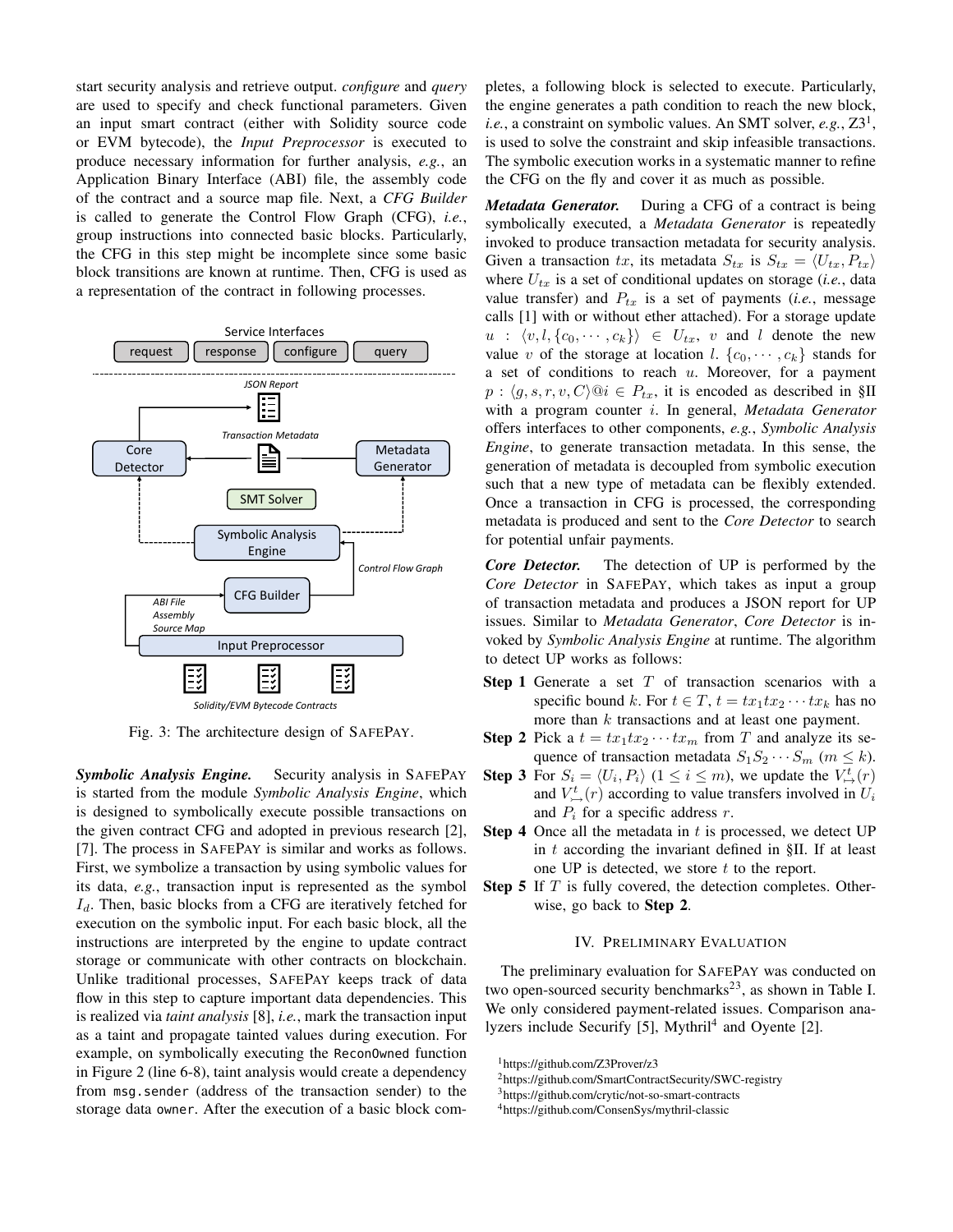start security analysis and retrieve output. *configure* and *query* are used to specify and check functional parameters. Given an input smart contract (either with Solidity source code or EVM bytecode), the *Input Preprocessor* is executed to produce necessary information for further analysis, *e.g.*, an Application Binary Interface (ABI) file, the assembly code of the contract and a source map file. Next, a *CFG Builder* is called to generate the Control Flow Graph (CFG), *i.e.*, group instructions into connected basic blocks. Particularly, the CFG in this step might be incomplete since some basic block transitions are known at runtime. Then, CFG is used as a representation of the contract in following processes.

Fig. 3: The architecture design of SAFEPAY.

***Symbolic Analysis Engine.*** Security analysis in SAFEPAY is started from the module *Symbolic Analysis Engine*, which is designed to symbolically execute possible transactions on the given contract CFG and adopted in previous research [2], [7]. The process in SAFEPAY is similar and works as follows. First, we symbolize a transaction by using symbolic values for its data, *e.g.*, transaction input is represented as the symbol $I_d$. Then, basic blocks from a CFG are iteratively fetched for execution on the symbolic input. For each basic block, all the instructions are interpreted by the engine to update contract storage or communicate with other contracts on blockchain. Unlike traditional processes, SAFEPAY keeps track of data flow in this step to capture important data dependencies. This is realized via *taint analysis* [8], *i.e.*, mark the transaction input as a taint and propagate tainted values during execution. For example, on symbolically executing the `ReconOwned` function in Figure 2 (line 6-8), taint analysis would create a dependency from `msg.sender` (address of the transaction sender) to the storage data `owner`. After the execution of a basic block completes, a following block is selected to execute. Particularly, the engine generates a path condition to reach the new block, *i.e.*, a constraint on symbolic values. An SMT solver, *e.g.*, Z3[1], is used to solve the constraint and skip infeasible transactions. The symbolic execution works in a systematic manner to refine the CFG on the fly and cover it as much as possible.

***Metadata Generator.*** During a CFG of a contract is being symbolically executed, a *Metadata Generator* is repeatedly invoked to produce transaction metadata for security analysis. Given a transaction $tx$, its metadata $S_{tx}$ is $S_{tx} = \langle U_{tx}, P_{tx}\rangle$ where $U_{tx}$ is a set of conditional updates on storage (*i.e.*, data value transfer) and $P_{tx}$ is a set of payments (*i.e.*, message calls [1] with or without ether attached). For a storage update $u : \langle v, l, \{c_0, \cdots, c_k\}\rangle \in U_{tx}$, $v$ and $l$ denote the new value $v$ of the storage at location $l$. $\{c_0, \cdots, c_k\}$ stands for a set of conditions to reach $u$. Moreover, for a payment $p : \langle g, s, r, v, C\rangle @ i \in P_{tx}$, it is encoded as described in §II with a program counter $i$. In general, *Metadata Generator* offers interfaces to other components, *e.g.*, *Symbolic Analysis Engine*, to generate transaction metadata. In this sense, the generation of metadata is decoupled from symbolic execution such that a new type of metadata can be flexibly extended. Once a transaction in CFG is processed, the corresponding metadata is produced and sent to the *Core Detector* to search for potential unfair payments.

***Core Detector.*** The detection of UP is performed by the *Core Detector* in SAFEPAY, which takes as input a group of transaction metadata and produces a JSON report for UP issues. Similar to *Metadata Generator*, *Core Detector* is invoked by *Symbolic Analysis Engine* at runtime. The algorithm to detect UP works as follows:

- **Step 1** Generate a set $T$ of transaction scenarios with a specific bound $k$. For $t \in T$, $t = tx_1 tx_2 \cdots tx_k$ has no more than $k$ transactions and at least one payment.
- **Step 2** Pick a $t = tx_1 tx_2 \cdots tx_m$ from $T$ and analyze its sequence of transaction metadata $S_1 S_2 \cdots S_m$ $(m \le k)$.
- **Step 3** For $S_i = \langle U_i, P_i\rangle$ $(1 \le i \le m)$, we update the $V^t_{\mapsto}(r)$ and $V^t_{\rightarrowtail}(r)$ according to value transfers involved in $U_i$ and $P_i$ for a specific address $r$.
- **Step 4** Once all the metadata in $t$ is processed, we detect UP in $t$ according the invariant defined in §II. If at least one UP is detected, we store $t$ to the report.
- **Step 5** If $T$ is fully covered, the detection completes. Otherwise, go back to **Step 2**.

## IV. PRELIMINARY EVALUATION

The preliminary evaluation for SAFEPAY was conducted on two open-sourced security benchmarks[2][3], as shown in Table I. We only considered payment-related issues. Comparison analyzers include Securify [5], Mythril[4] and Oyente [2].

[1]https://github.com/Z3Prover/z3

[2]https://github.com/SmartContractSecurity/SWC-registry

[3]https://github.com/crytic/not-so-smart-contracts

[4]https://github.com/ConsenSys/mythril-classic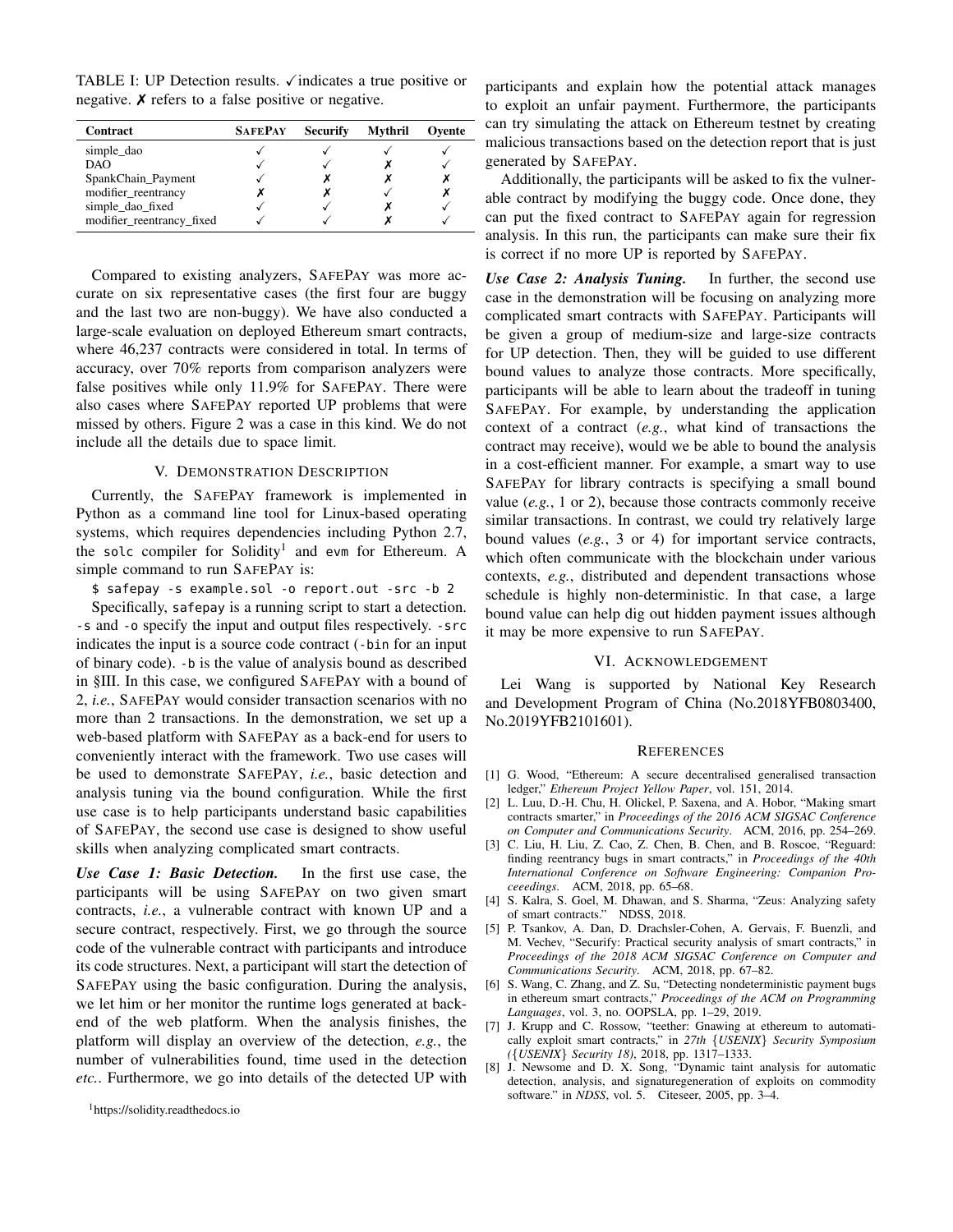TABLE I: UP Detection results. ✓ indicates a true positive or negative. ✗ refers to a false positive or negative.

| Contract | SafePay | Securify | Mythril | Oyente |
|---|---|---|---|---|
| simple_dao | ✓ | ✓ | ✓ | ✓ |
| DAO | ✓ | ✓ | ✗ | ✓ |
| SpankChain_Payment | ✓ | ✗ | ✗ | ✗ |
| modifier_reentrancy | ✗ | ✗ | ✓ | ✗ |
| simple_dao_fixed | ✓ | ✓ | ✗ | ✓ |
| modifier_reentrancy_fixed | ✓ | ✓ | ✗ | ✓ |

Compared to existing analyzers, SafePay was more accurate on six representative cases (the first four are buggy and the last two are non-buggy). We have also conducted a large-scale evaluation on deployed Ethereum smart contracts, where 46,237 contracts were considered in total. In terms of accuracy, over 70% reports from comparison analyzers were false positives while only 11.9% for SafePay. There were also cases where SafePay reported UP problems that were missed by others. Figure 2 was a case in this kind. We do not include all the details due to space limit.

## V. Demonstration Description

Currently, the SafePay framework is implemented in Python as a command line tool for Linux-based operating systems, which requires dependencies including Python 2.7, the `solc` compiler for Solidity[1] and `evm` for Ethereum. A simple command to run SafePay is:

```
$ safepay -s example.sol -o report.out -src -b 2
```

Specifically, `safepay` is a running script to start a detection. `-s` and `-o` specify the input and output files respectively. `-src` indicates the input is a source code contract (`-bin` for an input of binary code). `-b` is the value of analysis bound as described in §III. In this case, we configured SafePay with a bound of 2, *i.e.*, SafePay would consider transaction scenarios with no more than 2 transactions. In the demonstration, we set up a web-based platform with SafePay as a back-end for users to conveniently interact with the framework. Two use cases will be used to demonstrate SafePay, *i.e.*, basic detection and analysis tuning via the bound configuration. While the first use case is to help participants understand basic capabilities of SafePay, the second use case is designed to show useful skills when analyzing complicated smart contracts.

***Use Case 1: Basic Detection.*** In the first use case, the participants will be using SafePay on two given smart contracts, *i.e.*, a vulnerable contract with known UP and a secure contract, respectively. First, we go through the source code of the vulnerable contract with participants and introduce its code structures. Next, a participant will start the detection of SafePay using the basic configuration. During the analysis, we let him or her monitor the runtime logs generated at back-end of the web platform. When the analysis finishes, the platform will display an overview of the detection, *e.g.*, the number of vulnerabilities found, time used in the detection *etc.*. Furthermore, we go into details of the detected UP with participants and explain how the potential attack manages to exploit an unfair payment. Furthermore, the participants can try simulating the attack on Ethereum testnet by creating malicious transactions based on the detection report that is just generated by SafePay.

Additionally, the participants will be asked to fix the vulnerable contract by modifying the buggy code. Once done, they can put the fixed contract to SafePay again for regression analysis. In this run, the participants can make sure their fix is correct if no more UP is reported by SafePay.

***Use Case 2: Analysis Tuning.*** In further, the second use case in the demonstration will be focusing on analyzing more complicated smart contracts with SafePay. Participants will be given a group of medium-size and large-size contracts for UP detection. Then, they will be guided to use different bound values to analyze those contracts. More specifically, participants will be able to learn about the tradeoff in tuning SafePay. For example, by understanding the application context of a contract (*e.g.*, what kind of transactions the contract may receive), would we be able to bound the analysis in a cost-efficient manner. For example, a smart way to use SafePay for library contracts is specifying a small bound value (*e.g.*, 1 or 2), because those contracts commonly receive similar transactions. In contrast, we could try relatively large bound values (*e.g.*, 3 or 4) for important service contracts, which often communicate with the blockchain under various contexts, *e.g.*, distributed and dependent transactions whose schedule is highly non-deterministic. In that case, a large bound value can help dig out hidden payment issues although it may be more expensive to run SafePay.

## VI. Acknowledgement

Lei Wang is supported by National Key Research and Development Program of China (No.2018YFB0803400, No.2019YFB2101601).

## References

[1] G. Wood, "Ethereum: A secure decentralised generalised transaction ledger," *Ethereum Project Yellow Paper*, vol. 151, 2014.

[2] L. Luu, D.-H. Chu, H. Olickel, P. Saxena, and A. Hobor, "Making smart contracts smarter," in *Proceedings of the 2016 ACM SIGSAC Conference on Computer and Communications Security*. ACM, 2016, pp. 254–269.

[3] C. Liu, H. Liu, Z. Cao, Z. Chen, B. Chen, and B. Roscoe, "Reguard: finding reentrancy bugs in smart contracts," in *Proceedings of the 40th International Conference on Software Engineering: Companion Proceeedings*. ACM, 2018, pp. 65–68.

[4] S. Kalra, S. Goel, M. Dhawan, and S. Sharma, "Zeus: Analyzing safety of smart contracts." NDSS, 2018.

[5] P. Tsankov, A. Dan, D. Drachsler-Cohen, A. Gervais, F. Buenzli, and M. Vechev, "Securify: Practical security analysis of smart contracts," in *Proceedings of the 2018 ACM SIGSAC Conference on Computer and Communications Security*. ACM, 2018, pp. 67–82.

[6] S. Wang, C. Zhang, and Z. Su, "Detecting nondeterministic payment bugs in ethereum smart contracts," *Proceedings of the ACM on Programming Languages*, vol. 3, no. OOPSLA, pp. 1–29, 2019.

[7] J. Krupp and C. Rossow, "teether: Gnawing at ethereum to automatically exploit smart contracts," in *27th {USENIX} Security Symposium ({USENIX} Security 18)*, 2018, pp. 1317–1333.

[8] J. Newsome and D. X. Song, "Dynamic taint analysis for automatic detection, analysis, and signaturegeneration of exploits on commodity software." in *NDSS*, vol. 5. Citeseer, 2005, pp. 3–4.

[1] https://solidity.readthedocs.io